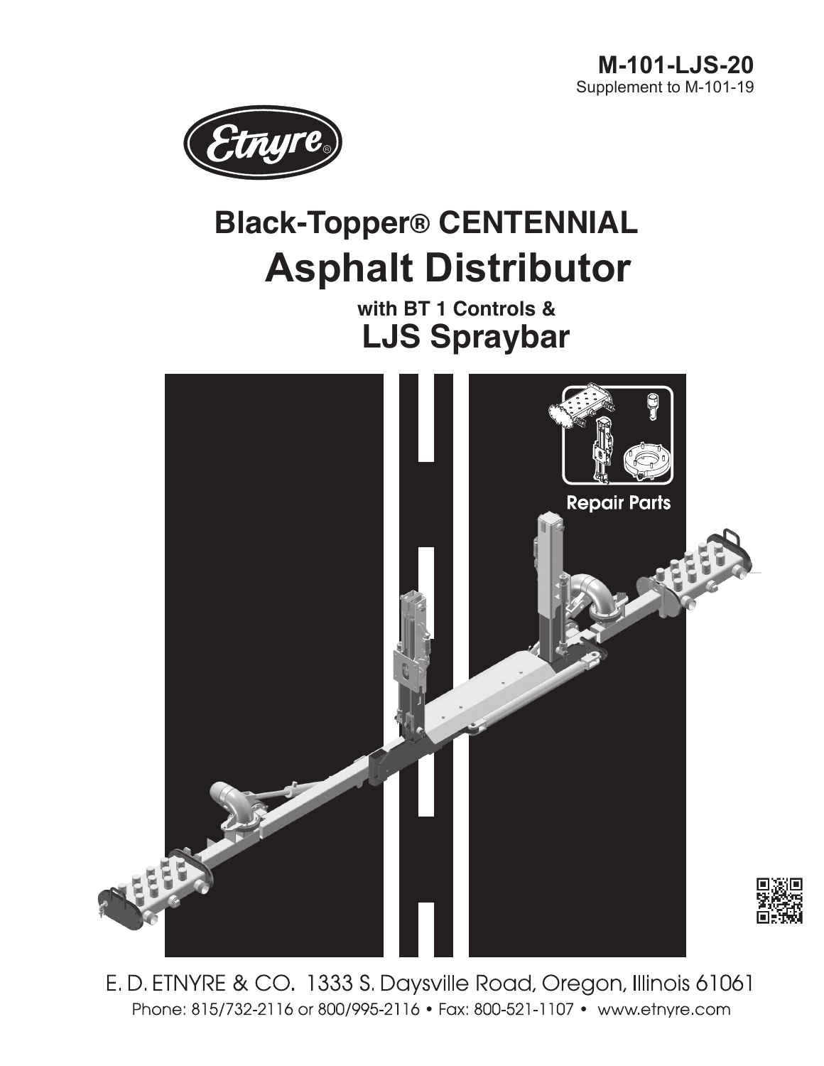**M-101-LJS-20**
Supplement to M-101-19

# Black-Topper® CENTENNIAL
# Asphalt Distributor

### with BT 1 Controls &
## LJS Spraybar

Repair Parts

E. D. ETNYRE & CO. 1333 S. Daysville Road, Oregon, Illinois 61061
Phone: 815/732-2116 or 800/995-2116 • Fax: 800-521-1107 • www.etnyre.com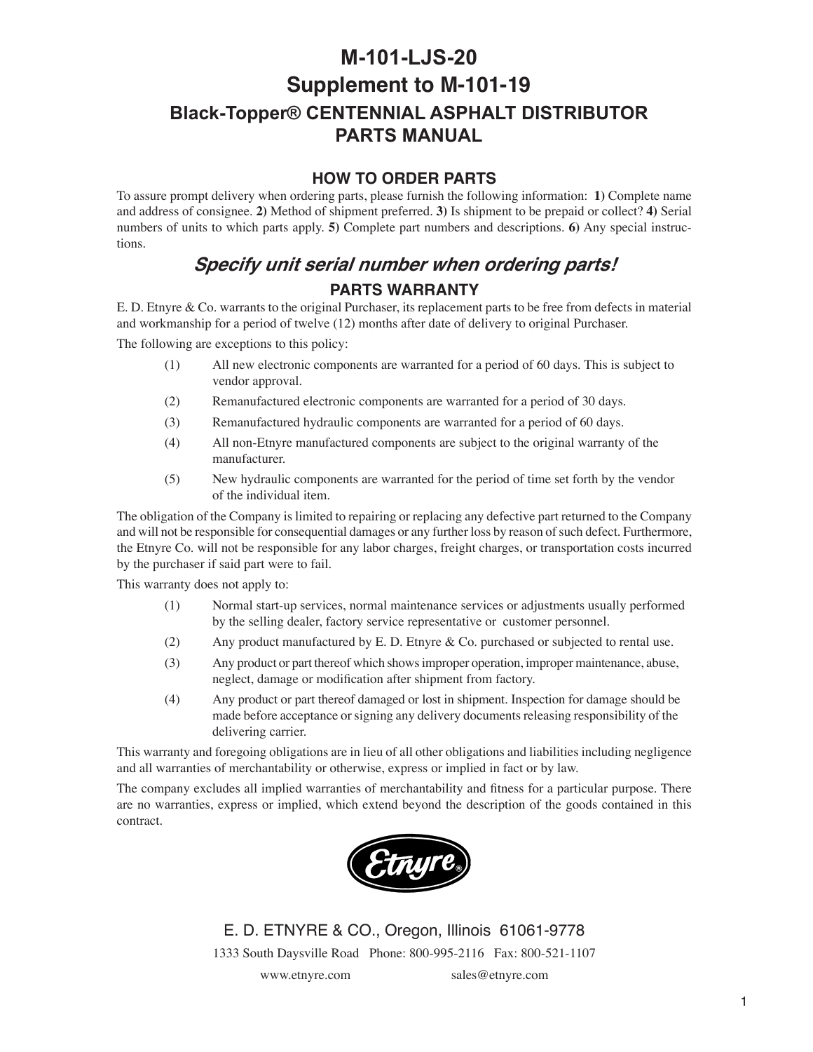# M-101-LJS-20
# Supplement to M-101-19
## Black-Topper® CENTENNIAL ASPHALT DISTRIBUTOR PARTS MANUAL

### HOW TO ORDER PARTS

To assure prompt delivery when ordering parts, please furnish the following information: **1)** Complete name and address of consignee. **2)** Method of shipment preferred. **3)** Is shipment to be prepaid or collect? **4)** Serial numbers of units to which parts apply. **5)** Complete part numbers and descriptions. **6)** Any special instructions.

## *Specify unit serial number when ordering parts!*

### PARTS WARRANTY

E. D. Etnyre & Co. warrants to the original Purchaser, its replacement parts to be free from defects in material and workmanship for a period of twelve (12) months after date of delivery to original Purchaser.

The following are exceptions to this policy:

(1) All new electronic components are warranted for a period of 60 days. This is subject to vendor approval.

(2) Remanufactured electronic components are warranted for a period of 30 days.

(3) Remanufactured hydraulic components are warranted for a period of 60 days.

(4) All non-Etnyre manufactured components are subject to the original warranty of the manufacturer.

(5) New hydraulic components are warranted for the period of time set forth by the vendor of the individual item.

The obligation of the Company is limited to repairing or replacing any defective part returned to the Company and will not be responsible for consequential damages or any further loss by reason of such defect. Furthermore, the Etnyre Co. will not be responsible for any labor charges, freight charges, or transportation costs incurred by the purchaser if said part were to fail.

This warranty does not apply to:

(1) Normal start-up services, normal maintenance services or adjustments usually performed by the selling dealer, factory service representative or customer personnel.

(2) Any product manufactured by E. D. Etnyre & Co. purchased or subjected to rental use.

(3) Any product or part thereof which shows improper operation, improper maintenance, abuse, neglect, damage or modification after shipment from factory.

(4) Any product or part thereof damaged or lost in shipment. Inspection for damage should be made before acceptance or signing any delivery documents releasing responsibility of the delivering carrier.

This warranty and foregoing obligations are in lieu of all other obligations and liabilities including negligence and all warranties of merchantability or otherwise, express or implied in fact or by law.

The company excludes all implied warranties of merchantability and fitness for a particular purpose. There are no warranties, express or implied, which extend beyond the description of the goods contained in this contract.

Etnyre®

E. D. ETNYRE & CO., Oregon, Illinois 61061-9778

1333 South Daysville Road Phone: 800-995-2116 Fax: 800-521-1107

www.etnyre.com sales@etnyre.com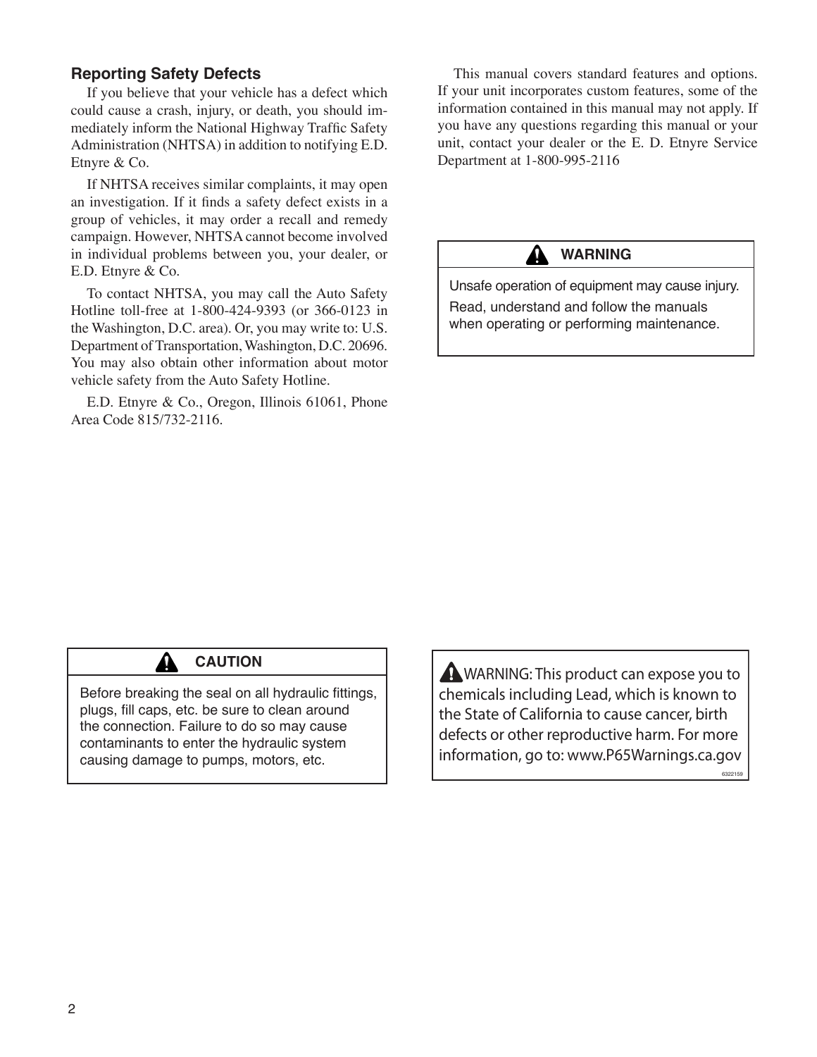## Reporting Safety Defects

If you believe that your vehicle has a defect which could cause a crash, injury, or death, you should immediately inform the National Highway Traffic Safety Administration (NHTSA) in addition to notifying E.D. Etnyre & Co.

If NHTSA receives similar complaints, it may open an investigation. If it finds a safety defect exists in a group of vehicles, it may order a recall and remedy campaign. However, NHTSA cannot become involved in individual problems between you, your dealer, or E.D. Etnyre & Co.

To contact NHTSA, you may call the Auto Safety Hotline toll-free at 1-800-424-9393 (or 366-0123 in the Washington, D.C. area). Or, you may write to: U.S. Department of Transportation, Washington, D.C. 20696. You may also obtain other information about motor vehicle safety from the Auto Safety Hotline.

E.D. Etnyre & Co., Oregon, Illinois 61061, Phone Area Code 815/732-2116.

This manual covers standard features and options. If your unit incorporates custom features, some of the information contained in this manual may not apply. If you have any questions regarding this manual or your unit, contact your dealer or the E. D. Etnyre Service Department at 1-800-995-2116

**WARNING**

Unsafe operation of equipment may cause injury.

Read, understand and follow the manuals when operating or performing maintenance.

**CAUTION**

Before breaking the seal on all hydraulic fittings, plugs, fill caps, etc. be sure to clean around the connection. Failure to do so may cause contaminants to enter the hydraulic system causing damage to pumps, motors, etc.

WARNING: This product can expose you to chemicals including Lead, which is known to the State of California to cause cancer, birth defects or other reproductive harm. For more information, go to: www.P65Warnings.ca.gov

6322159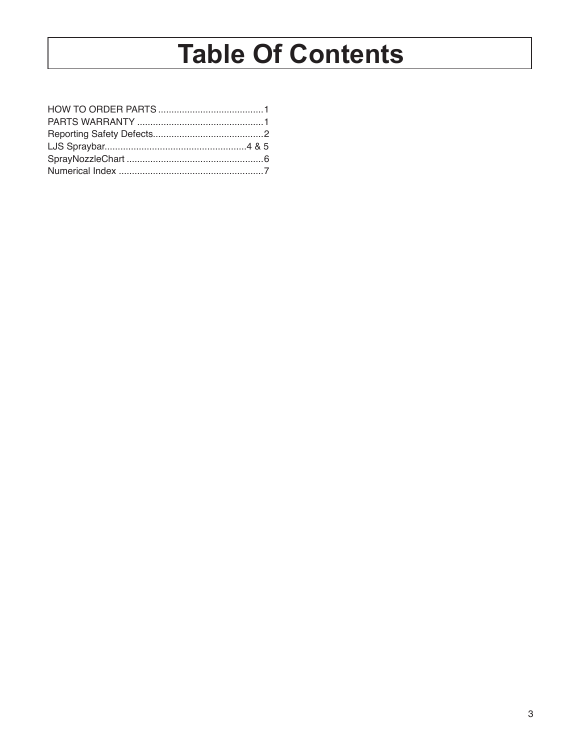# Table Of Contents

HOW TO ORDER PARTS ........................................1
PARTS WARRANTY ................................................1
Reporting Safety Defects..........................................2
LJS Spraybar.....................................................4 & 5
SprayNozzleChart ....................................................6
Numerical Index .......................................................7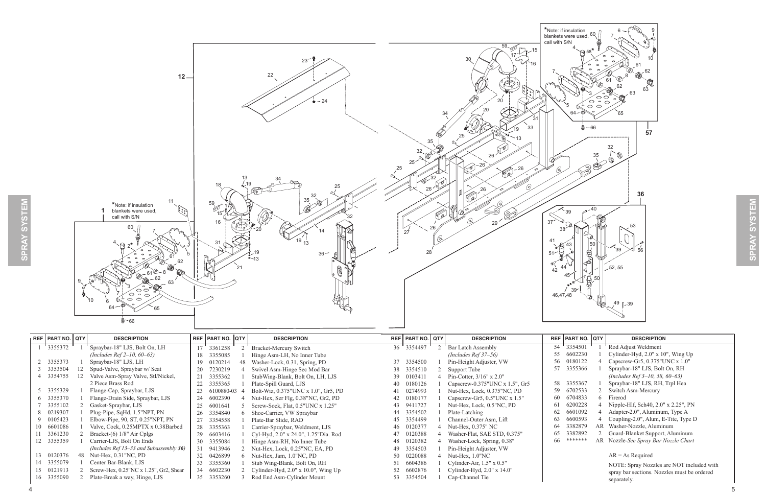# SPRAY SYSTEM

*Note: if insulation blankets were used, call with S/N

| REF | PART NO. | QTY | DESCRIPTION |
|---|---|---|---|
| 1 | 3355372 | 1 | Spraybar-18" LJS, Bolt On, LH *(Includes Ref 2–10, 60–63)* |
| 2 | 3355373 | 1 | Spraybar-18" LJS, LH |
| 3 | 3353504 | 12 | Spud-Valve, Spraybar w/ Seat |
| 4 | 3354755 | 12 | Valve Asm-Spray Valve, Stl/Nickel, 2 Piece Brass Rod |
| 5 | 3355329 | 1 | Flange-Cap, Spraybar, LJS |
| 6 | 3355370 | 1 | Flange-Drain Side, Spraybar, LJS |
| 7 | 3355102 | 2 | Gasket-Spraybar, LJS |
| 8 | 0219307 | 1 | Plug-Pipe, SqHd, 1.5"NPT, PN |
| 9 | 0105423 | 1 | Elbow-Pipe, 90, ST, 0.25"NPT, PN |
| 10 | 6601086 | 1 | Valve, Cock, 0.25MPTX x 0.38Barbed |
| 11 | 3361230 | 2 | Bracket-(6) 1/8" Air Cplgs |
| 12 | 3355359 | 1 | Carrier-LJS, Bolt On Ends *(Includes Ref 13–33 and Subassembly 36)* |
| 13 | 0120376 | 48 | Nut-Hex, 0.31"NC, PD |
| 14 | 3355079 | 1 | Center Bar-Blank, LJS |
| 15 | 0121913 | 2 | Screw-Hex, 0.25"NC x 1.25", Gr2, Shear |
| 16 | 3355090 | 2 | Plate-Break a way, Hinge, LJS |
| 17 | 3361258 | 2 | Bracket-Mercury Switch |
| 18 | 3355085 | 1 | Hinge Asm-LH, No Inner Tube |
| 19 | 0120214 | 48 | Washer-Lock, 0.31, Spring, PD |
| 20 | 7230219 | 4 | Swivel Asm-Hinge Sec Mod Bar |
| 21 | 3355362 | 1 | StubWing-Blank, Bolt On, LH, LJS |
| 22 | 3355365 | 1 | Plate-Spill Guard, LJS |
| 23 | 6100880-03 | 4 | Bolt-Wiz, 0.375"UNC x 1.0", Gr5, PD |
| 24 | 6002390 | 4 | Nut-Hex, Ser Flg, 0.38"NC, Gr2, PD |
| 25 | 6001641 | 5 | Screw-Sock, Flat, 0.5"UNC x 1.25" |
| 26 | 3354840 | 6 | Shoe-Carrier, VW Spraybar |
| 27 | 3354558 | 1 | Plate-Bar Slide, RAD |
| 28 | 3355363 | 1 | Carrier-Spraybar, Weldment, LJS |
| 29 | 6603416 | 1 | Cyl-Hyd, 2.0" x 24.0", 1.25"Dia. Rod |
| 30 | 3355084 | 1 | Hinge Asm-RH, No Inner Tube |
| 31 | 9413946 | 2 | Nut-Hex, Lock, 0.25"NC, EA, PD |
| 32 | 0426899 | 6 | Nut-Hex, Jam, 1.0"NC, PD |
| 33 | 3355360 | 1 | Stub Wing-Blank, Bolt On, RH |
| 34 | 6602230 | 2 | Cylinder-Hyd, 2.0" x 10.0", Wing Up |
| 35 | 3353260 | 3 | Rod End Asm-Cylinder Mount |
| 36 | 3354497 | 2 | Bar Latch Assembly *(Includes Ref 37–56)* |
| 37 | 3354500 | 1 | Pin-Height Adjuster, VW |
| 38 | 3354510 | 2 | Support Tube |
| 39 | 0103411 | 4 | Pin-Cotter, 3/16" x 2.0" |
| 40 | 0180126 | 1 | Capscrew-0.375"UNC x 1.5", Gr5 |
| 41 | 0274993 | 1 | Nut-Hex, Lock, 0.375"NC, PD |
| 42 | 0180177 | 1 | Capscrew-Gr5, 0.5"UNC x 1.5" |
| 43 | 9411727 | 1 | Nut-Hex, Lock, 0.5"NC, PD |
| 44 | 3354502 | 1 | Plate-Latching |
| 45 | 3354499 | 1 | Channel-Outer Asm, Lift |
| 46 | 0120377 | 4 | Nut-Hex, 0.375" NC |
| 47 | 0120388 | 4 | Washer-Flat, SAE STD, 0.375" |
| 48 | 0120382 | 4 | Washer-Lock, Spring, 0.38" |
| 49 | 3354503 | 1 | Pin-Height Adjuster, VW |
| 50 | 0220088 | 4 | Nut-Hex, 1.0"NC |
| 51 | 6604386 | 1 | Cylinder-Air, 1.5" x 0.5" |
| 52 | 6602876 | 1 | Cylinder-Hyd, 2.0" x 14.0" |
| 53 | 3354504 | 1 | Cap-Channel Tie |
| 54 | 3354501 | 1 | Rod Adjust Weldment |
| 55 | 6602230 | 1 | Cylinder-Hyd, 2.0" x 10", Wing Up |
| 56 | 0180122 | 4 | Capscrew-Gr5, 0.375"UNC x 1.0" |
| 57 | 3355366 | 1 | Spraybar-18" LJS, Bolt On, RH *(Includes Ref 3–10, 58, 60–63)* |
| 58 | 3355367 | 1 | Spraybar-18" LJS, RH, Trpl Hea |
| 59 | 6702533 | 2 | Switch Asm-Mercury |
| 60 | 6704833 | 6 | Firerod |
| 61 | 6200228 | 4 | Nipple-Hlf, Sch40, 2.0" x 2.25", PN |
| 62 | 6601092 | 4 | Adapter-2.0", Aluminum, Type A |
| 63 | 6600593 | 4 | Coupling-2.0", Alum, E-Tite, Type D |
| 64 | 3382879 | AR | Washer-Nozzle, Aluminum |
| 65 | 3382892 | 2 | Guard-Blanket Support, Aluminum |
| 66 | ******* | AR | Nozzle-*See Spray Bar Nozzle Chart* |

AR = As Required

NOTE: Spray Nozzles are NOT included with spray bar sections. Nozzles must be ordered separately.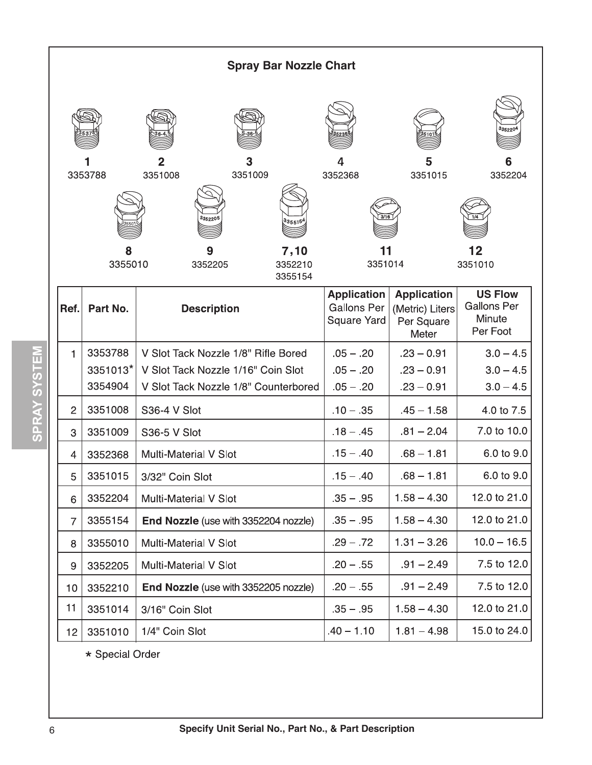## Spray Bar Nozzle Chart

| 1 | 2 | 3 | 4 | 5 | 6 |
|---|---|---|---|---|---|
| 3353788 | 3351008 | 3351009 | 3352368 | 3351015 | 3352204 |

| 8 | 9 | 7,10 | 11 | 12 |
|---|---|---|---|---|
| 3355010 | 3352205 | 3352210 3355154 | 3351014 | 3351010 |

| Ref. | Part No. | Description | Application Gallons Per Square Yard | Application (Metric) Liters Per Square Meter | US Flow Gallons Per Minute Per Foot |
|---|---|---|---|---|---|
| 1 | 3353788 | V Slot Tack Nozzle 1/8" Rifle Bored | .05 – .20 | .23 – 0.91 | 3.0 – 4.5 |
| | 3351013* | V Slot Tack Nozzle 1/16" Coin Slot | .05 – .20 | .23 – 0.91 | 3.0 – 4.5 |
| | 3354904 | V Slot Tack Nozzle 1/8" Counterbored | .05 – .20 | .23 – 0.91 | 3.0 – 4.5 |
| 2 | 3351008 | S36-4 V Slot | .10 – .35 | .45 – 1.58 | 4.0 to 7.5 |
| 3 | 3351009 | S36-5 V Slot | .18 – .45 | .81 – 2.04 | 7.0 to 10.0 |
| 4 | 3352368 | Multi-Material V Slot | .15 – .40 | .68 – 1.81 | 6.0 to 9.0 |
| 5 | 3351015 | 3/32" Coin Slot | .15 – .40 | .68 – 1.81 | 6.0 to 9.0 |
| 6 | 3352204 | Multi-Material V Slot | .35 – .95 | 1.58 – 4.30 | 12.0 to 21.0 |
| 7 | 3355154 | **End Nozzle** (use with 3352204 nozzle) | .35 – .95 | 1.58 – 4.30 | 12.0 to 21.0 |
| 8 | 3355010 | Multi-Material V Slot | .29 – .72 | 1.31 – 3.26 | 10.0 – 16.5 |
| 9 | 3352205 | Multi-Material V Slot | .20 – .55 | .91 – 2.49 | 7.5 to 12.0 |
| 10 | 3352210 | **End Nozzle** (use with 3352205 nozzle) | .20 – .55 | .91 – 2.49 | 7.5 to 12.0 |
| 11 | 3351014 | 3/16" Coin Slot | .35 – .95 | 1.58 – 4.30 | 12.0 to 21.0 |
| 12 | 3351010 | 1/4" Coin Slot | .40 – 1.10 | 1.81 – 4.98 | 15.0 to 24.0 |

* Special Order

**Specify Unit Serial No., Part No., & Part Description**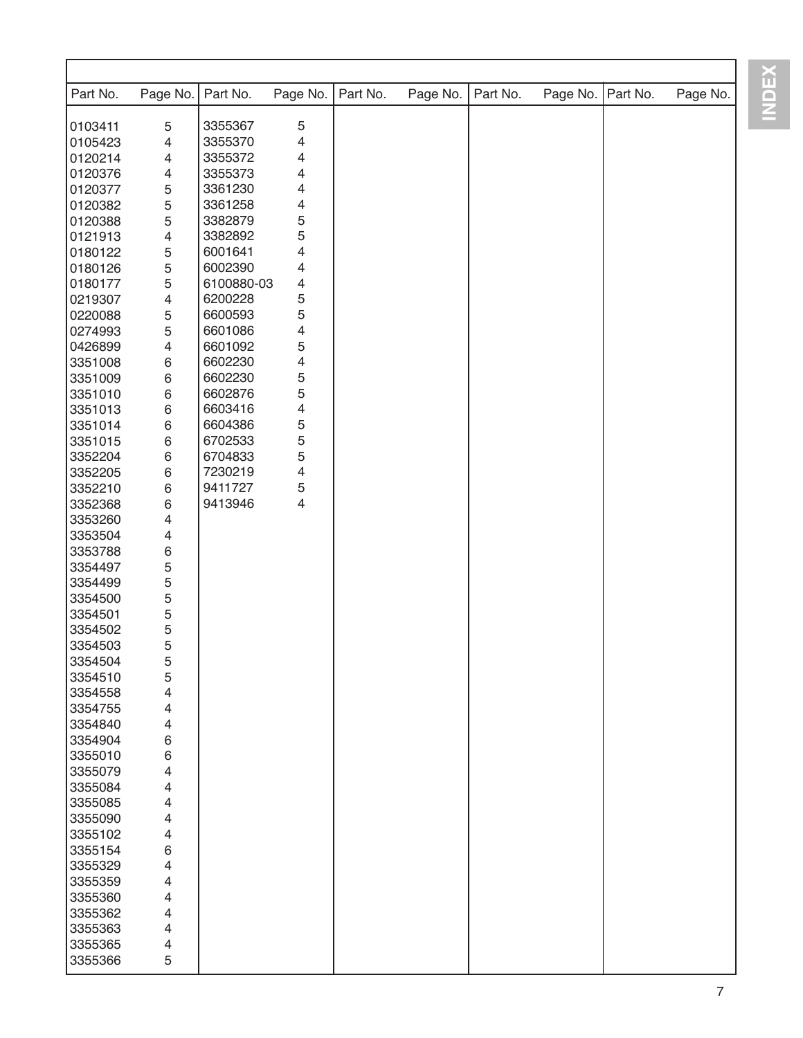# INDEX

| Part No. | Page No. | Part No. | Page No. | Part No. | Page No. | Part No. | Page No. | Part No. | Page No. |
|---|---|---|---|---|---|---|---|---|---|
| 0103411 | 5 | 3355367 | 5 | | | | | | |
| 0105423 | 4 | 3355370 | 4 | | | | | | |
| 0120214 | 4 | 3355372 | 4 | | | | | | |
| 0120376 | 4 | 3355373 | 4 | | | | | | |
| 0120377 | 5 | 3361230 | 4 | | | | | | |
| 0120382 | 5 | 3361258 | 4 | | | | | | |
| 0120388 | 5 | 3382879 | 5 | | | | | | |
| 0121913 | 4 | 3382892 | 5 | | | | | | |
| 0180122 | 5 | 6001641 | 4 | | | | | | |
| 0180126 | 5 | 6002390 | 4 | | | | | | |
| 0180177 | 5 | 6100880-03 | 4 | | | | | | |
| 0219307 | 4 | 6200228 | 5 | | | | | | |
| 0220088 | 5 | 6600593 | 5 | | | | | | |
| 0274993 | 5 | 6601086 | 4 | | | | | | |
| 0426899 | 4 | 6601092 | 5 | | | | | | |
| 3351008 | 6 | 6602230 | 4 | | | | | | |
| 3351009 | 6 | 6602230 | 5 | | | | | | |
| 3351010 | 6 | 6602876 | 5 | | | | | | |
| 3351013 | 6 | 6603416 | 4 | | | | | | |
| 3351014 | 6 | 6604386 | 5 | | | | | | |
| 3351015 | 6 | 6702533 | 5 | | | | | | |
| 3352204 | 6 | 6704833 | 5 | | | | | | |
| 3352205 | 6 | 7230219 | 4 | | | | | | |
| 3352210 | 6 | 9411727 | 5 | | | | | | |
| 3352368 | 6 | 9413946 | 4 | | | | | | |
| 3353260 | 4 | | | | | | | | |
| 3353504 | 4 | | | | | | | | |
| 3353788 | 6 | | | | | | | | |
| 3354497 | 5 | | | | | | | | |
| 3354499 | 5 | | | | | | | | |
| 3354500 | 5 | | | | | | | | |
| 3354501 | 5 | | | | | | | | |
| 3354502 | 5 | | | | | | | | |
| 3354503 | 5 | | | | | | | | |
| 3354504 | 5 | | | | | | | | |
| 3354510 | 5 | | | | | | | | |
| 3354558 | 4 | | | | | | | | |
| 3354755 | 4 | | | | | | | | |
| 3354840 | 4 | | | | | | | | |
| 3354904 | 6 | | | | | | | | |
| 3355010 | 6 | | | | | | | | |
| 3355079 | 4 | | | | | | | | |
| 3355084 | 4 | | | | | | | | |
| 3355085 | 4 | | | | | | | | |
| 3355090 | 4 | | | | | | | | |
| 3355102 | 4 | | | | | | | | |
| 3355154 | 6 | | | | | | | | |
| 3355329 | 4 | | | | | | | | |
| 3355359 | 4 | | | | | | | | |
| 3355360 | 4 | | | | | | | | |
| 3355362 | 4 | | | | | | | | |
| 3355363 | 4 | | | | | | | | |
| 3355365 | 4 | | | | | | | | |
| 3355366 | 5 | | | | | | | | |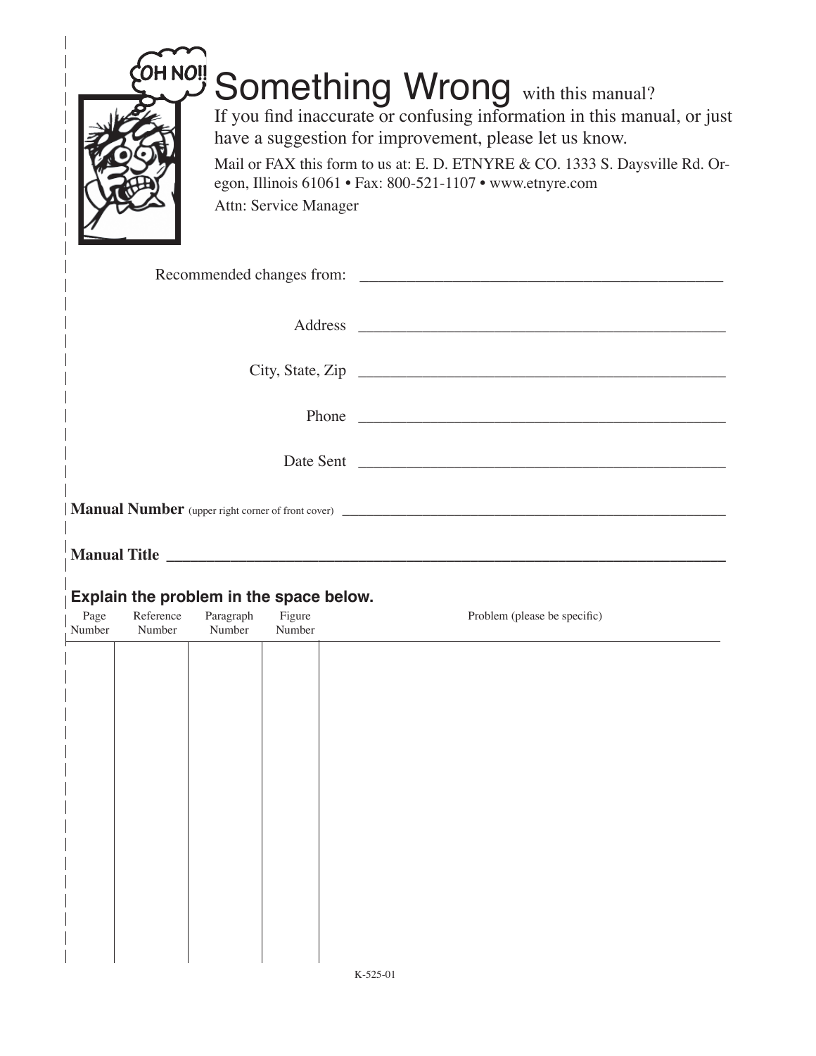# Something Wrong with this manual?

If you find inaccurate or confusing information in this manual, or just have a suggestion for improvement, please let us know.

Mail or FAX this form to us at: E. D. ETNYRE & CO. 1333 S. Daysville Rd. Oregon, Illinois 61061 • Fax: 800-521-1107 • www.etnyre.com

Attn: Service Manager

Recommended changes from: ______________________________________________

Address ______________________________________________

City, State, Zip ______________________________________________

Phone ______________________________________________

Date Sent ______________________________________________

**Manual Number** (upper right corner of front cover) ______________________________________________

**Manual Title** ______________________________________________

**Explain the problem in the space below.**

| Page Number | Reference Number | Paragraph Number | Figure Number | Problem (please be specific) |
|---|---|---|---|---|
| | | | | |

K-525-01